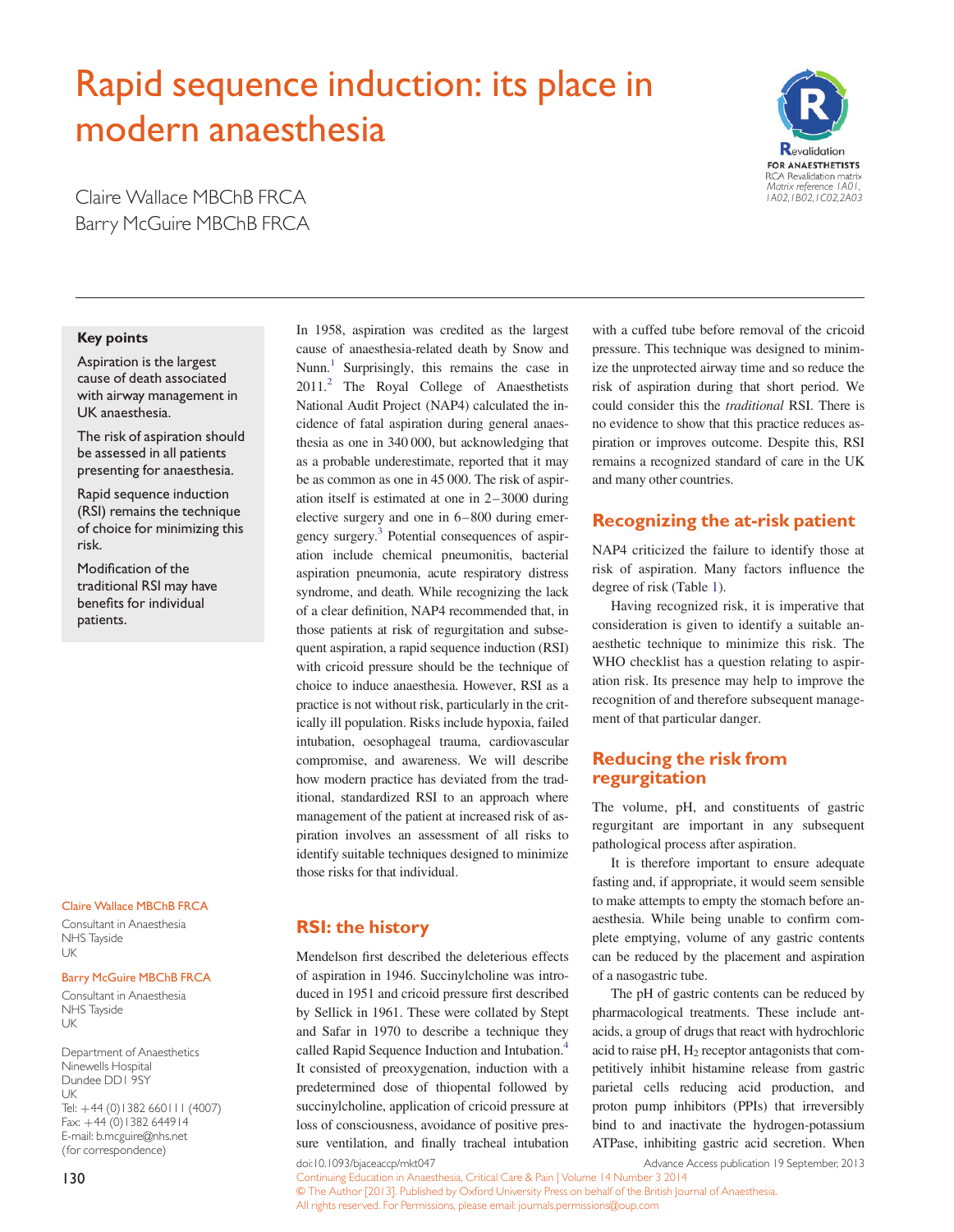# Rapid sequence induction: its place in modern anaesthesia

Claire Wallace MBChB FRCA
Barry McGuire MBChB FRCA

Revalidation FOR ANAESTHETISTS
RCA Revalidation matrix
*Matrix reference 1A01, 1A02, 1B02, 1C02, 2A03*

### Key points

Aspiration is the largest cause of death associated with airway management in UK anaesthesia.

The risk of aspiration should be assessed in all patients presenting for anaesthesia.

Rapid sequence induction (RSI) remains the technique of choice for minimizing this risk.

Modification of the traditional RSI may have benefits for individual patients.

**Claire Wallace MBChB FRCA**
Consultant in Anaesthesia
NHS Tayside
UK

**Barry McGuire MBChB FRCA**
Consultant in Anaesthesia
NHS Tayside
UK

Department of Anaesthetics
Ninewells Hospital
Dundee DD1 9SY
UK
Tel: +44 (0)1382 660111 (4007)
Fax: +44 (0)1382 644914
E-mail: b.mcguire@nhs.net
(for correspondence)

In 1958, aspiration was credited as the largest cause of anaesthesia-related death by Snow and Nunn.[1] Surprisingly, this remains the case in 2011.[2] The Royal College of Anaesthetists National Audit Project (NAP4) calculated the incidence of fatal aspiration during general anaesthesia as one in 340 000, but acknowledging that as a probable underestimate, reported that it may be as common as one in 45 000. The risk of aspiration itself is estimated at one in 2–3000 during elective surgery and one in 6–800 during emergency surgery.[3] Potential consequences of aspiration include chemical pneumonitis, bacterial aspiration pneumonia, acute respiratory distress syndrome, and death. While recognizing the lack of a clear definition, NAP4 recommended that, in those patients at risk of regurgitation and subsequent aspiration, a rapid sequence induction (RSI) with cricoid pressure should be the technique of choice to induce anaesthesia. However, RSI as a practice is not without risk, particularly in the critically ill population. Risks include hypoxia, failed intubation, oesophageal trauma, cardiovascular compromise, and awareness. We will describe how modern practice has deviated from the traditional, standardized RSI to an approach where management of the patient at increased risk of aspiration involves an assessment of all risks to identify suitable techniques designed to minimize those risks for that individual.

## RSI: the history

Mendelson first described the deleterious effects of aspiration in 1946. Succinylcholine was introduced in 1951 and cricoid pressure first described by Sellick in 1961. These were collated by Stept and Safar in 1970 to describe a technique they called Rapid Sequence Induction and Intubation.[4] It consisted of preoxygenation, induction with a predetermined dose of thiopental followed by succinylcholine, application of cricoid pressure at loss of consciousness, avoidance of positive pressure ventilation, and finally tracheal intubation with a cuffed tube before removal of the cricoid pressure. This technique was designed to minimize the unprotected airway time and so reduce the risk of aspiration during that short period. We could consider this the *traditional* RSI. There is no evidence to show that this practice reduces aspiration or improves outcome. Despite this, RSI remains a recognized standard of care in the UK and many other countries.

## Recognizing the at-risk patient

NAP4 criticized the failure to identify those at risk of aspiration. Many factors influence the degree of risk (Table 1).

Having recognized risk, it is imperative that consideration is given to identify a suitable anaesthetic technique to minimize this risk. The WHO checklist has a question relating to aspiration risk. Its presence may help to improve the recognition of and therefore subsequent management of that particular danger.

## Reducing the risk from regurgitation

The volume, pH, and constituents of gastric regurgitant are important in any subsequent pathological process after aspiration.

It is therefore important to ensure adequate fasting and, if appropriate, it would seem sensible to make attempts to empty the stomach before anaesthesia. While being unable to confirm complete emptying, volume of any gastric contents can be reduced by the placement and aspiration of a nasogastric tube.

The pH of gastric contents can be reduced by pharmacological treatments. These include antacids, a group of drugs that react with hydrochloric acid to raise pH, $H_2$ receptor antagonists that competitively inhibit histamine release from gastric parietal cells reducing acid production, and proton pump inhibitors (PPIs) that irreversibly bind to and inactivate the hydrogen-potassium ATPase, inhibiting gastric acid secretion. When

doi:10.1093/bjaceaccp/mkt047
Advance Access publication 19 September, 2013
© The Author [2013]. Published by Oxford University Press on behalf of the British Journal of Anaesthesia. All rights reserved. For Permissions, please email: journals.permissions@oup.com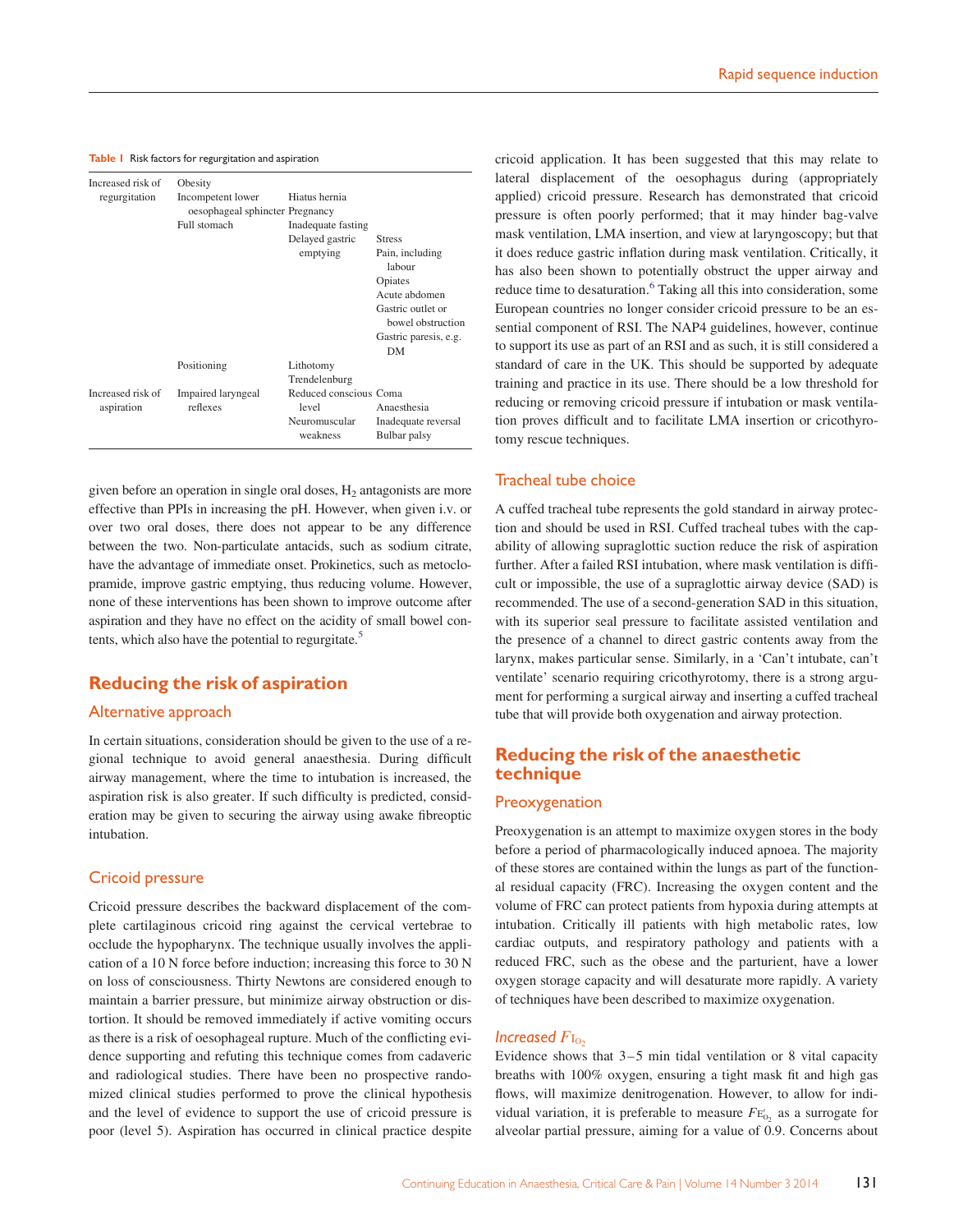**Table 1** Risk factors for regurgitation and aspiration

| | | | |
|---|---|---|---|
| Increased risk of regurgitation | Obesity | | |
| | Incompetent lower oesophageal sphincter | Hiatus hernia | |
| | | Pregnancy | |
| | Full stomach | Inadequate fasting | |
| | | Delayed gastric emptying | Stress |
| | | | Pain, including labour |
| | | | Opiates |
| | | | Acute abdomen |
| | | | Gastric outlet or bowel obstruction |
| | | | Gastric paresis, e.g. DM |
| | Positioning | Lithotomy | |
| | | Trendelenburg | |
| Increased risk of aspiration | Impaired laryngeal reflexes | Reduced conscious level | Coma |
| | | | Anaesthesia |
| | | Neuromuscular weakness | Inadequate reversal |
| | | | Bulbar palsy |

given before an operation in single oral doses, $H_2$ antagonists are more effective than PPIs in increasing the pH. However, when given i.v. or over two oral doses, there does not appear to be any difference between the two. Non-particulate antacids, such as sodium citrate, have the advantage of immediate onset. Prokinetics, such as metoclopramide, improve gastric emptying, thus reducing volume. However, none of these interventions has been shown to improve outcome after aspiration and they have no effect on the acidity of small bowel contents, which also have the potential to regurgitate.[5]

## Reducing the risk of aspiration

### Alternative approach

In certain situations, consideration should be given to the use of a regional technique to avoid general anaesthesia. During difficult airway management, where the time to intubation is increased, the aspiration risk is also greater. If such difficulty is predicted, consideration may be given to securing the airway using awake fibreoptic intubation.

### Cricoid pressure

Cricoid pressure describes the backward displacement of the complete cartilaginous cricoid ring against the cervical vertebrae to occlude the hypopharynx. The technique usually involves the application of a 10 N force before induction; increasing this force to 30 N on loss of consciousness. Thirty Newtons are considered enough to maintain a barrier pressure, but minimize airway obstruction or distortion. It should be removed immediately if active vomiting occurs as there is a risk of oesophageal rupture. Much of the conflicting evidence supporting and refuting this technique comes from cadaveric and radiological studies. There have been no prospective randomized clinical studies performed to prove the clinical hypothesis and the level of evidence to support the use of cricoid pressure is poor (level 5). Aspiration has occurred in clinical practice despite cricoid application. It has been suggested that this may relate to lateral displacement of the oesophagus during (appropriately applied) cricoid pressure. Research has demonstrated that cricoid pressure is often poorly performed; that it may hinder bag-valve mask ventilation, LMA insertion, and view at laryngoscopy; but that it does reduce gastric inflation during mask ventilation. Critically, it has also been shown to potentially obstruct the upper airway and reduce time to desaturation.[6] Taking all this into consideration, some European countries no longer consider cricoid pressure to be an essential component of RSI. The NAP4 guidelines, however, continue to support its use as part of an RSI and as such, it is still considered a standard of care in the UK. This should be supported by adequate training and practice in its use. There should be a low threshold for reducing or removing cricoid pressure if intubation or mask ventilation proves difficult and to facilitate LMA insertion or cricothyrotomy rescue techniques.

### Tracheal tube choice

A cuffed tracheal tube represents the gold standard in airway protection and should be used in RSI. Cuffed tracheal tubes with the capability of allowing supraglottic suction reduce the risk of aspiration further. After a failed RSI intubation, where mask ventilation is difficult or impossible, the use of a supraglottic airway device (SAD) is recommended. The use of a second-generation SAD in this situation, with its superior seal pressure to facilitate assisted ventilation and the presence of a channel to direct gastric contents away from the larynx, makes particular sense. Similarly, in a 'Can't intubate, can't ventilate' scenario requiring cricothyrotomy, there is a strong argument for performing a surgical airway and inserting a cuffed tracheal tube that will provide both oxygenation and airway protection.

## Reducing the risk of the anaesthetic technique

### Preoxygenation

Preoxygenation is an attempt to maximize oxygen stores in the body before a period of pharmacologically induced apnoea. The majority of these stores are contained within the lungs as part of the functional residual capacity (FRC). Increasing the oxygen content and the volume of FRC can protect patients from hypoxia during attempts at intubation. Critically ill patients with high metabolic rates, low cardiac outputs, and respiratory pathology and patients with a reduced FRC, such as the obese and the parturient, have a lower oxygen storage capacity and will desaturate more rapidly. A variety of techniques have been described to maximize oxygenation.

#### *Increased* $F_{I_{O_2}}$

Evidence shows that 3–5 min tidal ventilation or 8 vital capacity breaths with 100% oxygen, ensuring a tight mask fit and high gas flows, will maximize denitrogenation. However, to allow for individual variation, it is preferable to measure $F_{E'_{O_2}}$ as a surrogate for alveolar partial pressure, aiming for a value of 0.9. Concerns about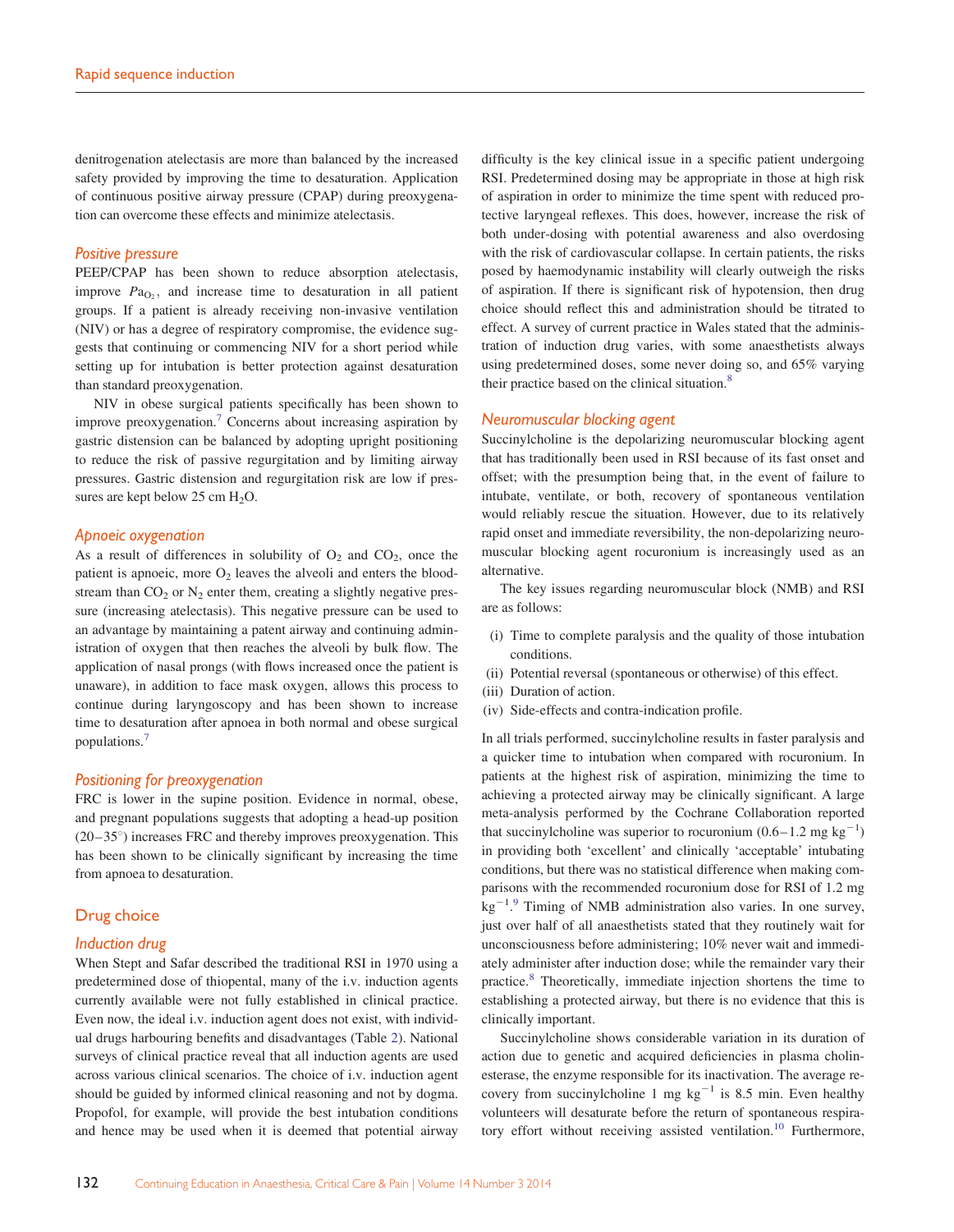denitrogenation atelectasis are more than balanced by the increased safety provided by improving the time to desaturation. Application of continuous positive airway pressure (CPAP) during preoxygenation can overcome these effects and minimize atelectasis.

### *Positive pressure*

PEEP/CPAP has been shown to reduce absorption atelectasis, improve $Pa_{O_2}$, and increase time to desaturation in all patient groups. If a patient is already receiving non-invasive ventilation (NIV) or has a degree of respiratory compromise, the evidence suggests that continuing or commencing NIV for a short period while setting up for intubation is better protection against desaturation than standard preoxygenation.

NIV in obese surgical patients specifically has been shown to improve preoxygenation.[7] Concerns about increasing aspiration by gastric distension can be balanced by adopting upright positioning to reduce the risk of passive regurgitation and by limiting airway pressures. Gastric distension and regurgitation risk are low if pressures are kept below 25 cm $H_2O$.

### *Apnoeic oxygenation*

As a result of differences in solubility of $O_2$ and $CO_2$, once the patient is apnoeic, more $O_2$ leaves the alveoli and enters the bloodstream than $CO_2$ or $N_2$ enter them, creating a slightly negative pressure (increasing atelectasis). This negative pressure can be used to an advantage by maintaining a patent airway and continuing administration of oxygen that then reaches the alveoli by bulk flow. The application of nasal prongs (with flows increased once the patient is unaware), in addition to face mask oxygen, allows this process to continue during laryngoscopy and has been shown to increase time to desaturation after apnoea in both normal and obese surgical populations.[7]

### *Positioning for preoxygenation*

FRC is lower in the supine position. Evidence in normal, obese, and pregnant populations suggests that adopting a head-up position (20–35°) increases FRC and thereby improves preoxygenation. This has been shown to be clinically significant by increasing the time from apnoea to desaturation.

## Drug choice

### *Induction drug*

When Stept and Safar described the traditional RSI in 1970 using a predetermined dose of thiopental, many of the i.v. induction agents currently available were not fully established in clinical practice. Even now, the ideal i.v. induction agent does not exist, with individual drugs harbouring benefits and disadvantages (Table 2). National surveys of clinical practice reveal that all induction agents are used across various clinical scenarios. The choice of i.v. induction agent should be guided by informed clinical reasoning and not by dogma. Propofol, for example, will provide the best intubation conditions and hence may be used when it is deemed that potential airway difficulty is the key clinical issue in a specific patient undergoing RSI. Predetermined dosing may be appropriate in those at high risk of aspiration in order to minimize the time spent with reduced protective laryngeal reflexes. This does, however, increase the risk of both under-dosing with potential awareness and also overdosing with the risk of cardiovascular collapse. In certain patients, the risks posed by haemodynamic instability will clearly outweigh the risks of aspiration. If there is significant risk of hypotension, then drug choice should reflect this and administration should be titrated to effect. A survey of current practice in Wales stated that the administration of induction drug varies, with some anaesthetists always using predetermined doses, some never doing so, and 65% varying their practice based on the clinical situation.[8]

### *Neuromuscular blocking agent*

Succinylcholine is the depolarizing neuromuscular blocking agent that has traditionally been used in RSI because of its fast onset and offset; with the presumption being that, in the event of failure to intubate, ventilate, or both, recovery of spontaneous ventilation would reliably rescue the situation. However, due to its relatively rapid onset and immediate reversibility, the non-depolarizing neuromuscular blocking agent rocuronium is increasingly used as an alternative.

The key issues regarding neuromuscular block (NMB) and RSI are as follows:

- (i) Time to complete paralysis and the quality of those intubation conditions.
- (ii) Potential reversal (spontaneous or otherwise) of this effect.
- (iii) Duration of action.
- (iv) Side-effects and contra-indication profile.

In all trials performed, succinylcholine results in faster paralysis and a quicker time to intubation when compared with rocuronium. In patients at the highest risk of aspiration, minimizing the time to achieving a protected airway may be clinically significant. A large meta-analysis performed by the Cochrane Collaboration reported that succinylcholine was superior to rocuronium (0.6–1.2 mg $kg^{-1}$) in providing both 'excellent' and clinically 'acceptable' intubating conditions, but there was no statistical difference when making comparisons with the recommended rocuronium dose for RSI of 1.2 mg $kg^{-1}$.[9] Timing of NMB administration also varies. In one survey, just over half of all anaesthetists stated that they routinely wait for unconsciousness before administering; 10% never wait and immediately administer after induction dose; while the remainder vary their practice.[8] Theoretically, immediate injection shortens the time to establishing a protected airway, but there is no evidence that this is clinically important.

Succinylcholine shows considerable variation in its duration of action due to genetic and acquired deficiencies in plasma cholinesterase, the enzyme responsible for its inactivation. The average recovery from succinylcholine 1 mg $kg^{-1}$ is 8.5 min. Even healthy volunteers will desaturate before the return of spontaneous respiratory effort without receiving assisted ventilation.[10] Furthermore,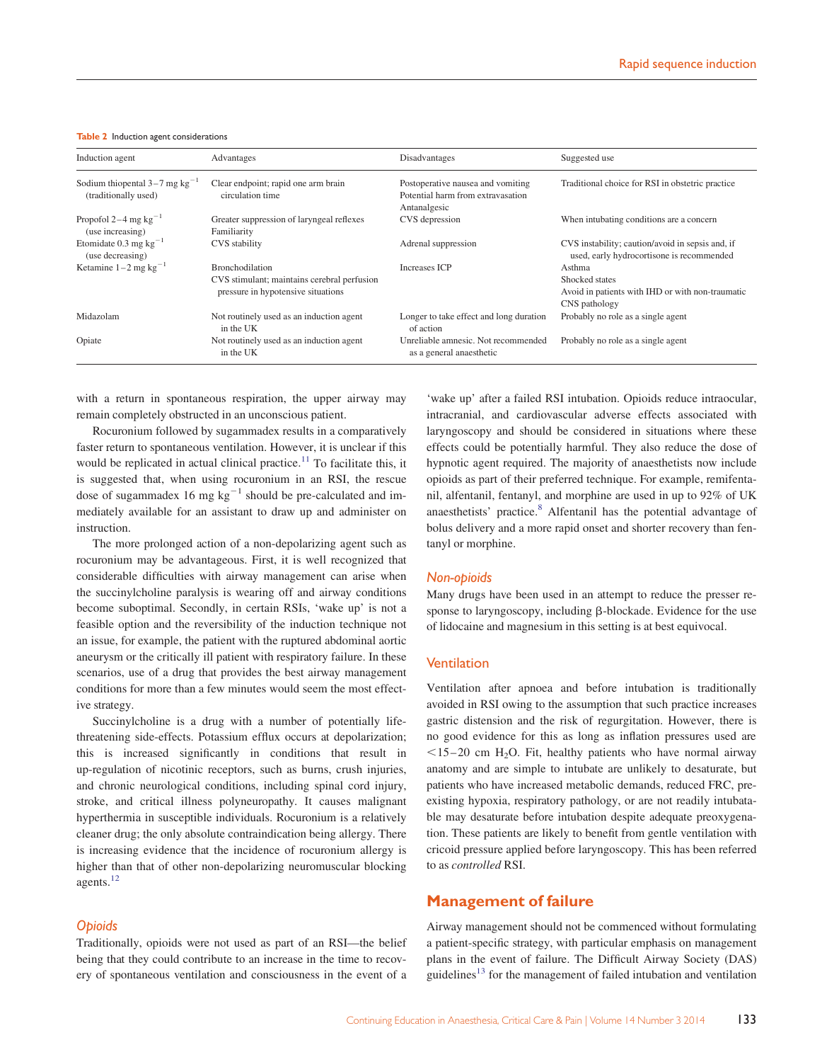**Table 2** Induction agent considerations

| Induction agent | Advantages | Disadvantages | Suggested use |
|---|---|---|---|
| Sodium thiopental 3–7 mg kg$^{-1}$ (traditionally used) | Clear endpoint; rapid one arm brain circulation time | Postoperative nausea and vomiting<br>Potential harm from extravasation<br>Antanalgesic | Traditional choice for RSI in obstetric practice |
| Propofol 2–4 mg kg$^{-1}$ (use increasing) | Greater suppression of laryngeal reflexes<br>Familiarity | CVS depression | When intubating conditions are a concern |
| Etomidate 0.3 mg kg$^{-1}$ (use decreasing) | CVS stability | Adrenal suppression | CVS instability; caution/avoid in sepsis and, if used, early hydrocortisone is recommended |
| Ketamine 1–2 mg kg$^{-1}$ | Bronchodilation<br>CVS stimulant; maintains cerebral perfusion pressure in hypotensive situations | Increases ICP | Asthma<br>Shocked states<br>Avoid in patients with IHD or with non-traumatic CNS pathology |
| Midazolam | Not routinely used as an induction agent in the UK | Longer to take effect and long duration of action | Probably no role as a single agent |
| Opiate | Not routinely used as an induction agent in the UK | Unreliable amnesic. Not recommended as a general anaesthetic | Probably no role as a single agent |

with a return in spontaneous respiration, the upper airway may remain completely obstructed in an unconscious patient.

Rocuronium followed by sugammadex results in a comparatively faster return to spontaneous ventilation. However, it is unclear if this would be replicated in actual clinical practice.[11] To facilitate this, it is suggested that, when using rocuronium in an RSI, the rescue dose of sugammadex 16 mg kg$^{-1}$ should be pre-calculated and immediately available for an assistant to draw up and administer on instruction.

The more prolonged action of a non-depolarizing agent such as rocuronium may be advantageous. First, it is well recognized that considerable difficulties with airway management can arise when the succinylcholine paralysis is wearing off and airway conditions become suboptimal. Secondly, in certain RSIs, 'wake up' is not a feasible option and the reversibility of the induction technique not an issue, for example, the patient with the ruptured abdominal aortic aneurysm or the critically ill patient with respiratory failure. In these scenarios, use of a drug that provides the best airway management conditions for more than a few minutes would seem the most effective strategy.

Succinylcholine is a drug with a number of potentially life-threatening side-effects. Potassium efflux occurs at depolarization; this is increased significantly in conditions that result in up-regulation of nicotinic receptors, such as burns, crush injuries, and chronic neurological conditions, including spinal cord injury, stroke, and critical illness polyneuropathy. It causes malignant hyperthermia in susceptible individuals. Rocuronium is a relatively cleaner drug; the only absolute contraindication being allergy. There is increasing evidence that the incidence of rocuronium allergy is higher than that of other non-depolarizing neuromuscular blocking agents.[12]

### *Opioids*

Traditionally, opioids were not used as part of an RSI—the belief being that they could contribute to an increase in the time to recovery of spontaneous ventilation and consciousness in the event of a 'wake up' after a failed RSI intubation. Opioids reduce intraocular, intracranial, and cardiovascular adverse effects associated with laryngoscopy and should be considered in situations where these effects could be potentially harmful. They also reduce the dose of hypnotic agent required. The majority of anaesthetists now include opioids as part of their preferred technique. For example, remifentanil, alfentanil, fentanyl, and morphine are used in up to 92% of UK anaesthetists' practice.[8] Alfentanil has the potential advantage of bolus delivery and a more rapid onset and shorter recovery than fentanyl or morphine.

### *Non-opioids*

Many drugs have been used in an attempt to reduce the presser response to laryngoscopy, including β-blockade. Evidence for the use of lidocaine and magnesium in this setting is at best equivocal.

### Ventilation

Ventilation after apnoea and before intubation is traditionally avoided in RSI owing to the assumption that such practice increases gastric distension and the risk of regurgitation. However, there is no good evidence for this as long as inflation pressures used are <15–20 cm $H_2O$. Fit, healthy patients who have normal airway anatomy and are simple to intubate are unlikely to desaturate, but patients who have increased metabolic demands, reduced FRC, pre-existing hypoxia, respiratory pathology, or are not readily intubatable may desaturate before intubation despite adequate preoxygenation. These patients are likely to benefit from gentle ventilation with cricoid pressure applied before laryngoscopy. This has been referred to as *controlled* RSI.

## Management of failure

Airway management should not be commenced without formulating a patient-specific strategy, with particular emphasis on management plans in the event of failure. The Difficult Airway Society (DAS) guidelines[13] for the management of failed intubation and ventilation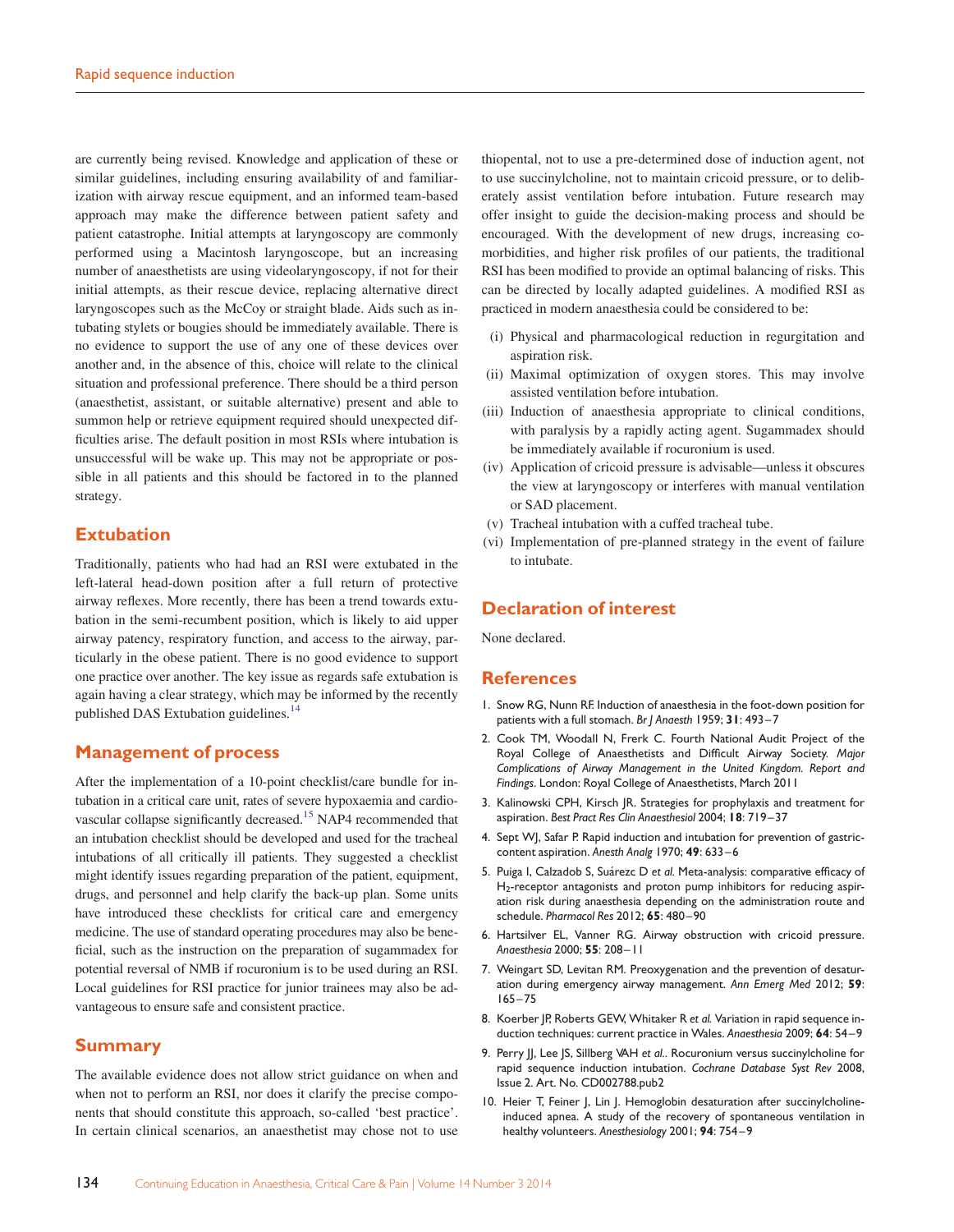are currently being revised. Knowledge and application of these or similar guidelines, including ensuring availability of and familiarization with airway rescue equipment, and an informed team-based approach may make the difference between patient safety and patient catastrophe. Initial attempts at laryngoscopy are commonly performed using a Macintosh laryngoscope, but an increasing number of anaesthetists are using videolaryngoscopy, if not for their initial attempts, as their rescue device, replacing alternative direct laryngoscopes such as the McCoy or straight blade. Aids such as intubating stylets or bougies should be immediately available. There is no evidence to support the use of any one of these devices over another and, in the absence of this, choice will relate to the clinical situation and professional preference. There should be a third person (anaesthetist, assistant, or suitable alternative) present and able to summon help or retrieve equipment required should unexpected difficulties arise. The default position in most RSIs where intubation is unsuccessful will be wake up. This may not be appropriate or possible in all patients and this should be factored in to the planned strategy.

## Extubation

Traditionally, patients who had had an RSI were extubated in the left-lateral head-down position after a full return of protective airway reflexes. More recently, there has been a trend towards extubation in the semi-recumbent position, which is likely to aid upper airway patency, respiratory function, and access to the airway, particularly in the obese patient. There is no good evidence to support one practice over another. The key issue as regards safe extubation is again having a clear strategy, which may be informed by the recently published DAS Extubation guidelines.[14]

## Management of process

After the implementation of a 10-point checklist/care bundle for intubation in a critical care unit, rates of severe hypoxaemia and cardiovascular collapse significantly decreased.[15] NAP4 recommended that an intubation checklist should be developed and used for the tracheal intubations of all critically ill patients. They suggested a checklist might identify issues regarding preparation of the patient, equipment, drugs, and personnel and help clarify the back-up plan. Some units have introduced these checklists for critical care and emergency medicine. The use of standard operating procedures may also be beneficial, such as the instruction on the preparation of sugammadex for potential reversal of NMB if rocuronium is to be used during an RSI. Local guidelines for RSI practice for junior trainees may also be advantageous to ensure safe and consistent practice.

## Summary

The available evidence does not allow strict guidance on when and when not to perform an RSI, nor does it clarify the precise components that should constitute this approach, so-called 'best practice'. In certain clinical scenarios, an anaesthetist may chose not to use thiopental, not to use a pre-determined dose of induction agent, not to use succinylcholine, not to maintain cricoid pressure, or to deliberately assist ventilation before intubation. Future research may offer insight to guide the decision-making process and should be encouraged. With the development of new drugs, increasing co-morbidities, and higher risk profiles of our patients, the traditional RSI has been modified to provide an optimal balancing of risks. This can be directed by locally adapted guidelines. A modified RSI as practiced in modern anaesthesia could be considered to be:

(i) Physical and pharmacological reduction in regurgitation and aspiration risk.
(ii) Maximal optimization of oxygen stores. This may involve assisted ventilation before intubation.
(iii) Induction of anaesthesia appropriate to clinical conditions, with paralysis by a rapidly acting agent. Sugammadex should be immediately available if rocuronium is used.
(iv) Application of cricoid pressure is advisable—unless it obscures the view at laryngoscopy or interferes with manual ventilation or SAD placement.
(v) Tracheal intubation with a cuffed tracheal tube.
(vi) Implementation of pre-planned strategy in the event of failure to intubate.

## Declaration of interest

None declared.

## References

1. Snow RG, Nunn RF. Induction of anaesthesia in the foot-down position for patients with a full stomach. *Br J Anaesth* 1959; **31**: 493–7
2. Cook TM, Woodall N, Frerk C. Fourth National Audit Project of the Royal College of Anaesthetists and Difficult Airway Society. *Major Complications of Airway Management in the United Kingdom. Report and Findings*. London: Royal College of Anaesthetists, March 2011
3. Kalinowski CPH, Kirsch JR. Strategies for prophylaxis and treatment for aspiration. *Best Pract Res Clin Anaesthesiol* 2004; **18**: 719–37
4. Sept WJ, Safar P. Rapid induction and intubation for prevention of gastric-content aspiration. *Anesth Analg* 1970; **49**: 633–6
5. Puiga I, Calzadob S, Suárezc D *et al.* Meta-analysis: comparative efficacy of $H_2$-receptor antagonists and proton pump inhibitors for reducing aspiration risk during anaesthesia depending on the administration route and schedule. *Pharmacol Res* 2012; **65**: 480–90
6. Hartsilver EL, Vanner RG. Airway obstruction with cricoid pressure. *Anaesthesia* 2000; **55**: 208–11
7. Weingart SD, Levitan RM. Preoxygenation and the prevention of desaturation during emergency airway management. *Ann Emerg Med* 2012; **59**: 165–75
8. Koerber JP, Roberts GEW, Whitaker R *et al.* Variation in rapid sequence induction techniques: current practice in Wales. *Anaesthesia* 2009; **64**: 54–9
9. Perry JJ, Lee JS, Sillberg VAH *et al.*. Rocuronium versus succinylcholine for rapid sequence induction intubation. *Cochrane Database Syst Rev* 2008, Issue 2. Art. No. CD002788.pub2
10. Heier T, Feiner J, Lin J. Hemoglobin desaturation after succinylcholine-induced apnea. A study of the recovery of spontaneous ventilation in healthy volunteers. *Anesthesiology* 2001; **94**: 754–9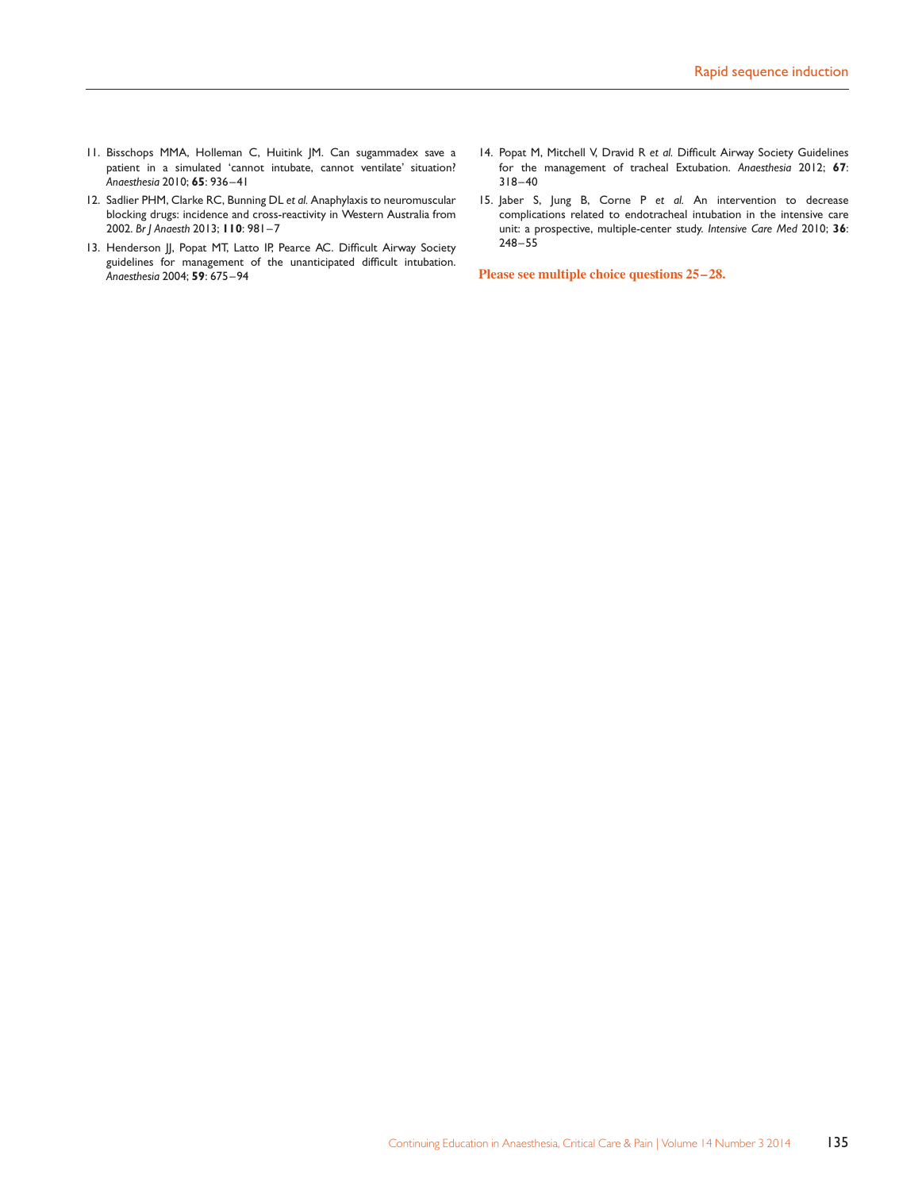11. Bisschops MMA, Holleman C, Huitink JM. Can sugammadex save a patient in a simulated ‘cannot intubate, cannot ventilate’ situation? *Anaesthesia* 2010; **65**: 936–41
12. Sadlier PHM, Clarke RC, Bunning DL *et al.* Anaphylaxis to neuromuscular blocking drugs: incidence and cross-reactivity in Western Australia from 2002. *Br J Anaesth* 2013; **110**: 981–7
13. Henderson JJ, Popat MT, Latto IP, Pearce AC. Difficult Airway Society guidelines for management of the unanticipated difficult intubation. *Anaesthesia* 2004; **59**: 675–94
14. Popat M, Mitchell V, Dravid R *et al.* Difficult Airway Society Guidelines for the management of tracheal Extubation. *Anaesthesia* 2012; **67**: 318–40
15. Jaber S, Jung B, Corne P *et al.* An intervention to decrease complications related to endotracheal intubation in the intensive care unit: a prospective, multiple-center study. *Intensive Care Med* 2010; **36**: 248–55

**Please see multiple choice questions 25–28.**